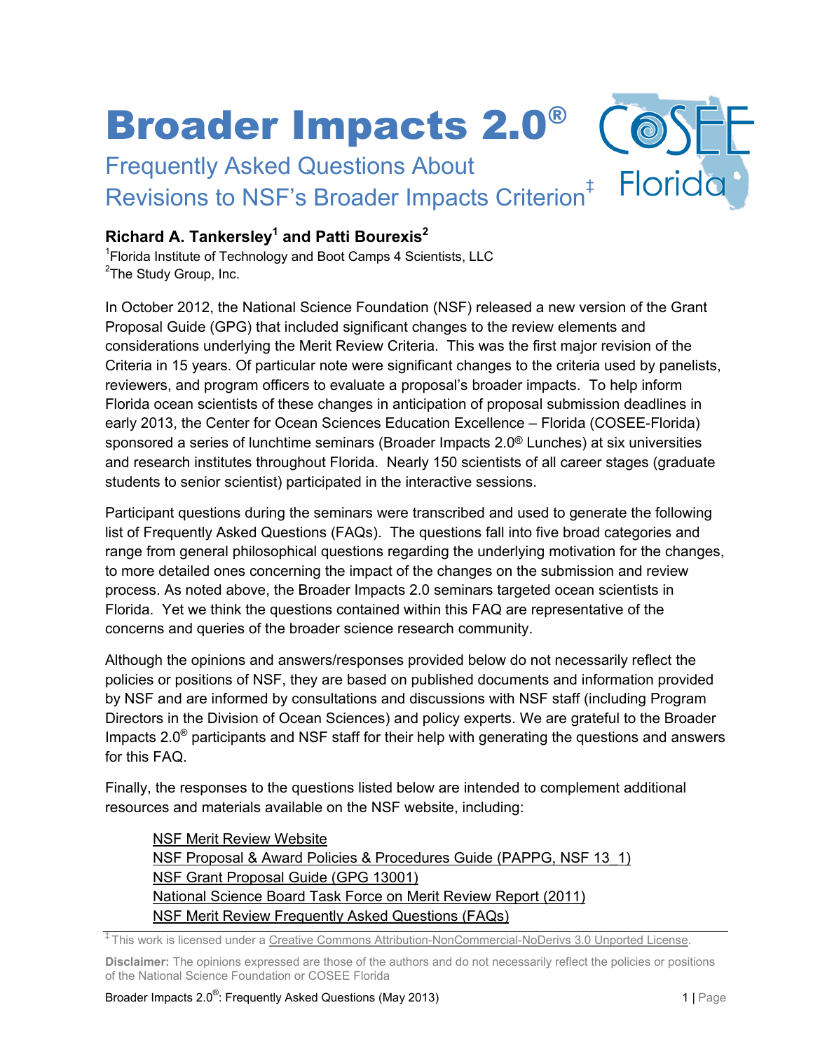# Broader Impacts 2.0®

## Frequently Asked Questions About Revisions to NSF's Broader Impacts Criterion‡

COSEE Florida

**Richard A. Tankersley[1] and Patti Bourexis[2]**

[1]Florida Institute of Technology and Boot Camps 4 Scientists, LLC
[2]The Study Group, Inc.

In October 2012, the National Science Foundation (NSF) released a new version of the Grant Proposal Guide (GPG) that included significant changes to the review elements and considerations underlying the Merit Review Criteria. This was the first major revision of the Criteria in 15 years. Of particular note were significant changes to the criteria used by panelists, reviewers, and program officers to evaluate a proposal's broader impacts. To help inform Florida ocean scientists of these changes in anticipation of proposal submission deadlines in early 2013, the Center for Ocean Sciences Education Excellence – Florida (COSEE-Florida) sponsored a series of lunchtime seminars (Broader Impacts 2.0® Lunches) at six universities and research institutes throughout Florida. Nearly 150 scientists of all career stages (graduate students to senior scientist) participated in the interactive sessions.

Participant questions during the seminars were transcribed and used to generate the following list of Frequently Asked Questions (FAQs). The questions fall into five broad categories and range from general philosophical questions regarding the underlying motivation for the changes, to more detailed ones concerning the impact of the changes on the submission and review process. As noted above, the Broader Impacts 2.0 seminars targeted ocean scientists in Florida. Yet we think the questions contained within this FAQ are representative of the concerns and queries of the broader science research community.

Although the opinions and answers/responses provided below do not necessarily reflect the policies or positions of NSF, they are based on published documents and information provided by NSF and are informed by consultations and discussions with NSF staff (including Program Directors in the Division of Ocean Sciences) and policy experts. We are grateful to the Broader Impacts 2.0® participants and NSF staff for their help with generating the questions and answers for this FAQ.

Finally, the responses to the questions listed below are intended to complement additional resources and materials available on the NSF website, including:

- NSF Merit Review Website
- NSF Proposal & Award Policies & Procedures Guide (PAPPG, NSF 13_1)
- NSF Grant Proposal Guide (GPG 13001)
- National Science Board Task Force on Merit Review Report (2011)
- NSF Merit Review Frequently Asked Questions (FAQs)

‡ This work is licensed under a Creative Commons Attribution-NonCommercial-NoDerivs 3.0 Unported License.

**Disclaimer:** The opinions expressed are those of the authors and do not necessarily reflect the policies or positions of the National Science Foundation or COSEE Florida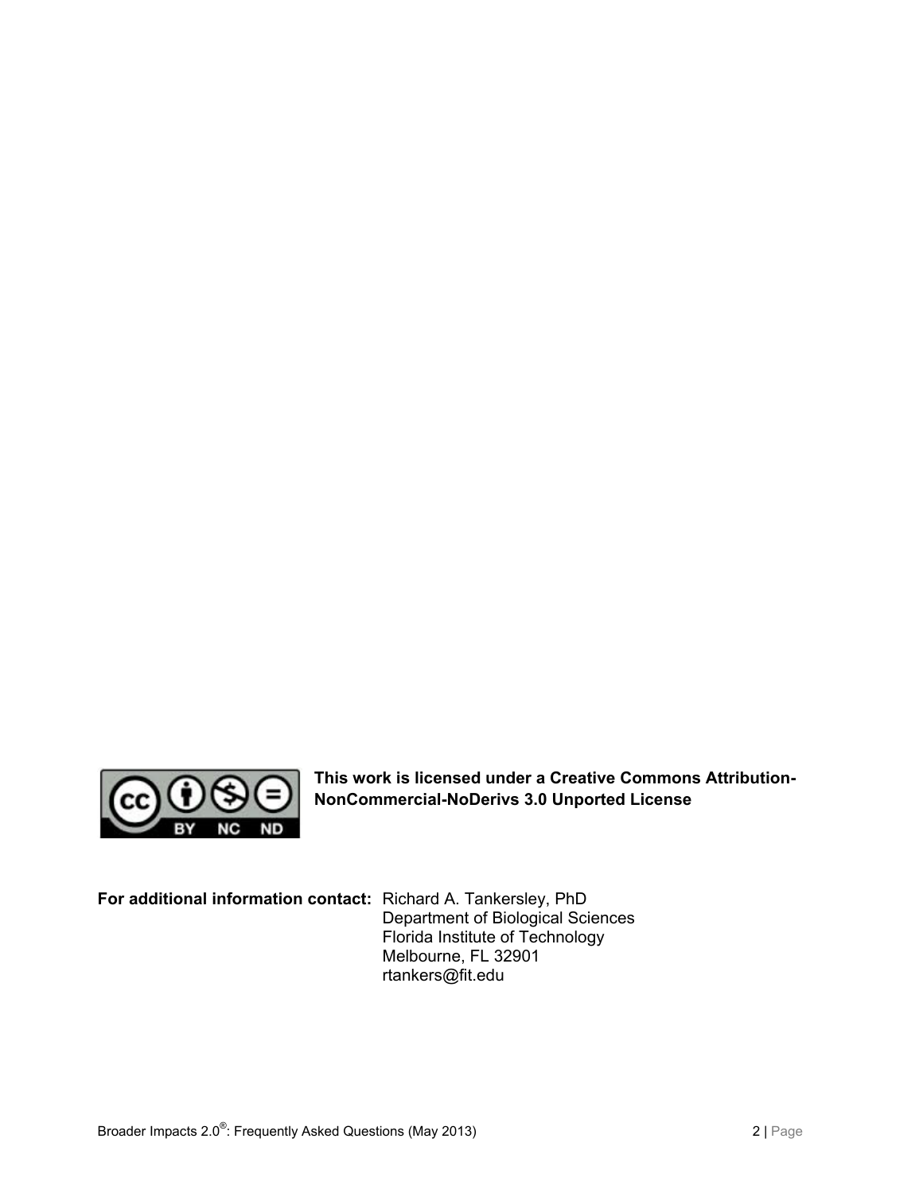**This work is licensed under a Creative Commons Attribution-NonCommercial-NoDerivs 3.0 Unported License**

**For additional information contact:** Richard A. Tankersley, PhD
Department of Biological Sciences
Florida Institute of Technology
Melbourne, FL 32901
rtankers@fit.edu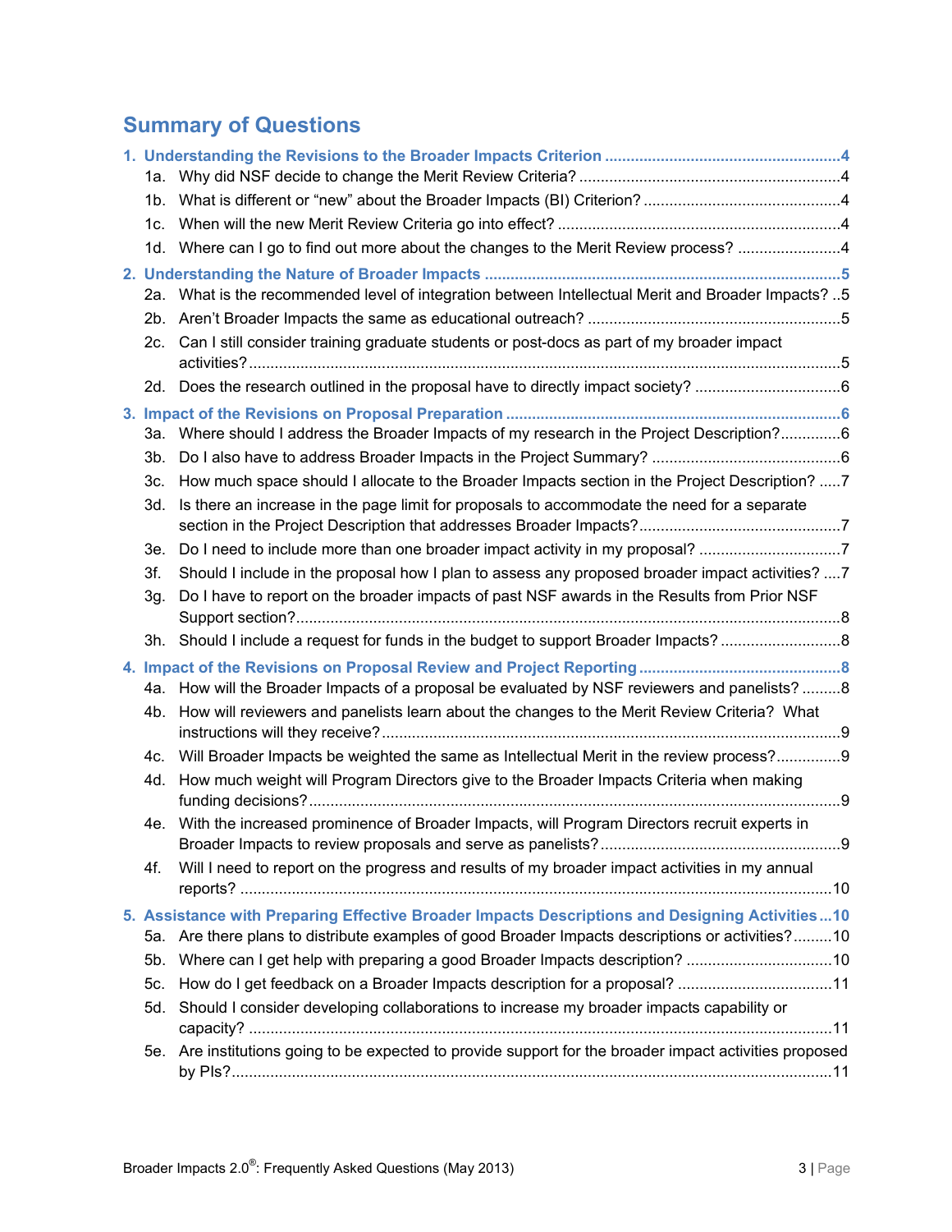# Summary of Questions

**1. Understanding the Revisions to the Broader Impacts Criterion ....................................................... 4**

- 1a. Why did NSF decide to change the Merit Review Criteria? ............................................................. 4
- 1b. What is different or "new" about the Broader Impacts (BI) Criterion? ............................................. 4
- 1c. When will the new Merit Review Criteria go into effect? .................................................................. 4
- 1d. Where can I go to find out more about the changes to the Merit Review process? ........................ 4

**2. Understanding the Nature of Broader Impacts ................................................................................... 5**

- 2a. What is the recommended level of integration between Intellectual Merit and Broader Impacts? .. 5
- 2b. Aren't Broader Impacts the same as educational outreach? ........................................................... 5
- 2c. Can I still consider training graduate students or post-docs as part of my broader impact activities? ........................................................................................................................................ 5
- 2d. Does the research outlined in the proposal have to directly impact society? .................................. 6

**3. Impact of the Revisions on Proposal Preparation .............................................................................. 6**

- 3a. Where should I address the Broader Impacts of my research in the Project Description? ............. 6
- 3b. Do I also have to address Broader Impacts in the Project Summary? ............................................ 6
- 3c. How much space should I allocate to the Broader Impacts section in the Project Description? ..... 7
- 3d. Is there an increase in the page limit for proposals to accommodate the need for a separate section in the Project Description that addresses Broader Impacts? ............................................... 7
- 3e. Do I need to include more than one broader impact activity in my proposal? ................................. 7
- 3f. Should I include in the proposal how I plan to assess any proposed broader impact activities? .... 7
- 3g. Do I have to report on the broader impacts of past NSF awards in the Results from Prior NSF Support section? .............................................................................................................................. 8
- 3h. Should I include a request for funds in the budget to support Broader Impacts? ............................ 8

**4. Impact of the Revisions on Proposal Review and Project Reporting ............................................... 8**

- 4a. How will the Broader Impacts of a proposal be evaluated by NSF reviewers and panelists? ......... 8
- 4b. How will reviewers and panelists learn about the changes to the Merit Review Criteria? What instructions will they receive? ........................................................................................................... 9
- 4c. Will Broader Impacts be weighted the same as Intellectual Merit in the review process? ............... 9
- 4d. How much weight will Program Directors give to the Broader Impacts Criteria when making funding decisions? ........................................................................................................................... 9
- 4e. With the increased prominence of Broader Impacts, will Program Directors recruit experts in Broader Impacts to review proposals and serve as panelists? ........................................................ 9
- 4f. Will I need to report on the progress and results of my broader impact activities in my annual reports? ......................................................................................................................................... 10

**5. Assistance with Preparing Effective Broader Impacts Descriptions and Designing Activities ... 10**

- 5a. Are there plans to distribute examples of good Broader Impacts descriptions or activities? ......... 10
- 5b. Where can I get help with preparing a good Broader Impacts description? .................................. 10
- 5c. How do I get feedback on a Broader Impacts description for a proposal? .................................... 11
- 5d. Should I consider developing collaborations to increase my broader impacts capability or capacity? ....................................................................................................................................... 11
- 5e. Are institutions going to be expected to provide support for the broader impact activities proposed by PIs? .......................................................................................................................................... 11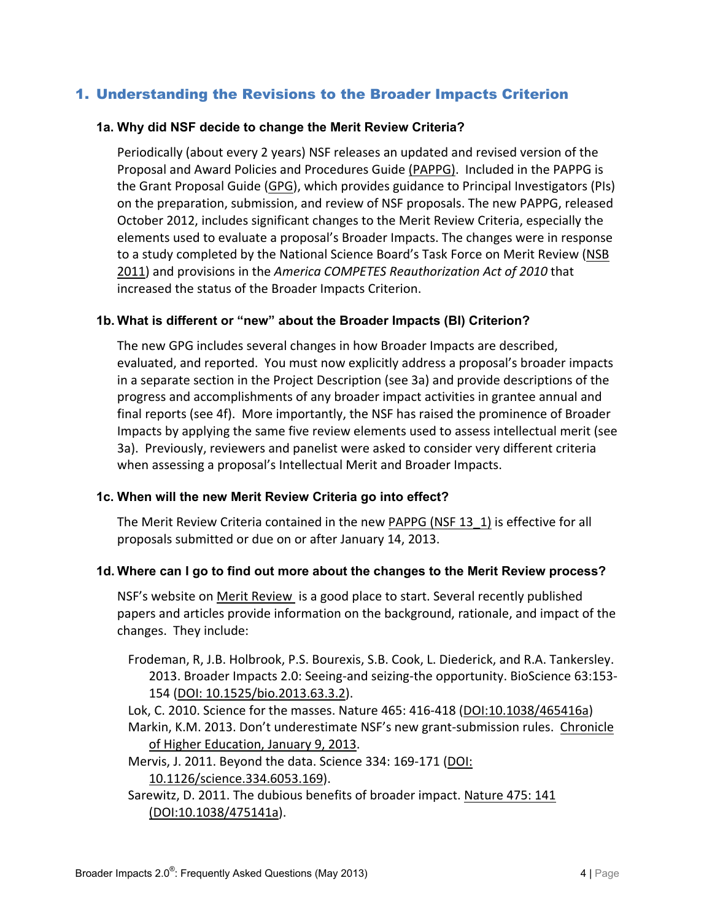## 1. Understanding the Revisions to the Broader Impacts Criterion

### 1a. Why did NSF decide to change the Merit Review Criteria?

Periodically (about every 2 years) NSF releases an updated and revised version of the Proposal and Award Policies and Procedures Guide (PAPPG). Included in the PAPPG is the Grant Proposal Guide (GPG), which provides guidance to Principal Investigators (PIs) on the preparation, submission, and review of NSF proposals. The new PAPPG, released October 2012, includes significant changes to the Merit Review Criteria, especially the elements used to evaluate a proposal's Broader Impacts. The changes were in response to a study completed by the National Science Board's Task Force on Merit Review (NSB 2011) and provisions in the *America COMPETES Reauthorization Act of 2010* that increased the status of the Broader Impacts Criterion.

### 1b. What is different or "new" about the Broader Impacts (BI) Criterion?

The new GPG includes several changes in how Broader Impacts are described, evaluated, and reported. You must now explicitly address a proposal's broader impacts in a separate section in the Project Description (see 3a) and provide descriptions of the progress and accomplishments of any broader impact activities in grantee annual and final reports (see 4f). More importantly, the NSF has raised the prominence of Broader Impacts by applying the same five review elements used to assess intellectual merit (see 3a). Previously, reviewers and panelist were asked to consider very different criteria when assessing a proposal's Intellectual Merit and Broader Impacts.

### 1c. When will the new Merit Review Criteria go into effect?

The Merit Review Criteria contained in the new PAPPG (NSF 13_1) is effective for all proposals submitted or due on or after January 14, 2013.

### 1d. Where can I go to find out more about the changes to the Merit Review process?

NSF's website on Merit Review is a good place to start. Several recently published papers and articles provide information on the background, rationale, and impact of the changes. They include:

Frodeman, R, J.B. Holbrook, P.S. Bourexis, S.B. Cook, L. Diederick, and R.A. Tankersley. 2013. Broader Impacts 2.0: Seeing-and seizing-the opportunity. BioScience 63:153-154 (DOI: 10.1525/bio.2013.63.3.2).

Lok, C. 2010. Science for the masses. Nature 465: 416-418 (DOI:10.1038/465416a)

Markin, K.M. 2013. Don't underestimate NSF's new grant-submission rules. Chronicle of Higher Education, January 9, 2013.

Mervis, J. 2011. Beyond the data. Science 334: 169-171 (DOI: 10.1126/science.334.6053.169).

Sarewitz, D. 2011. The dubious benefits of broader impact. Nature 475: 141 (DOI:10.1038/475141a).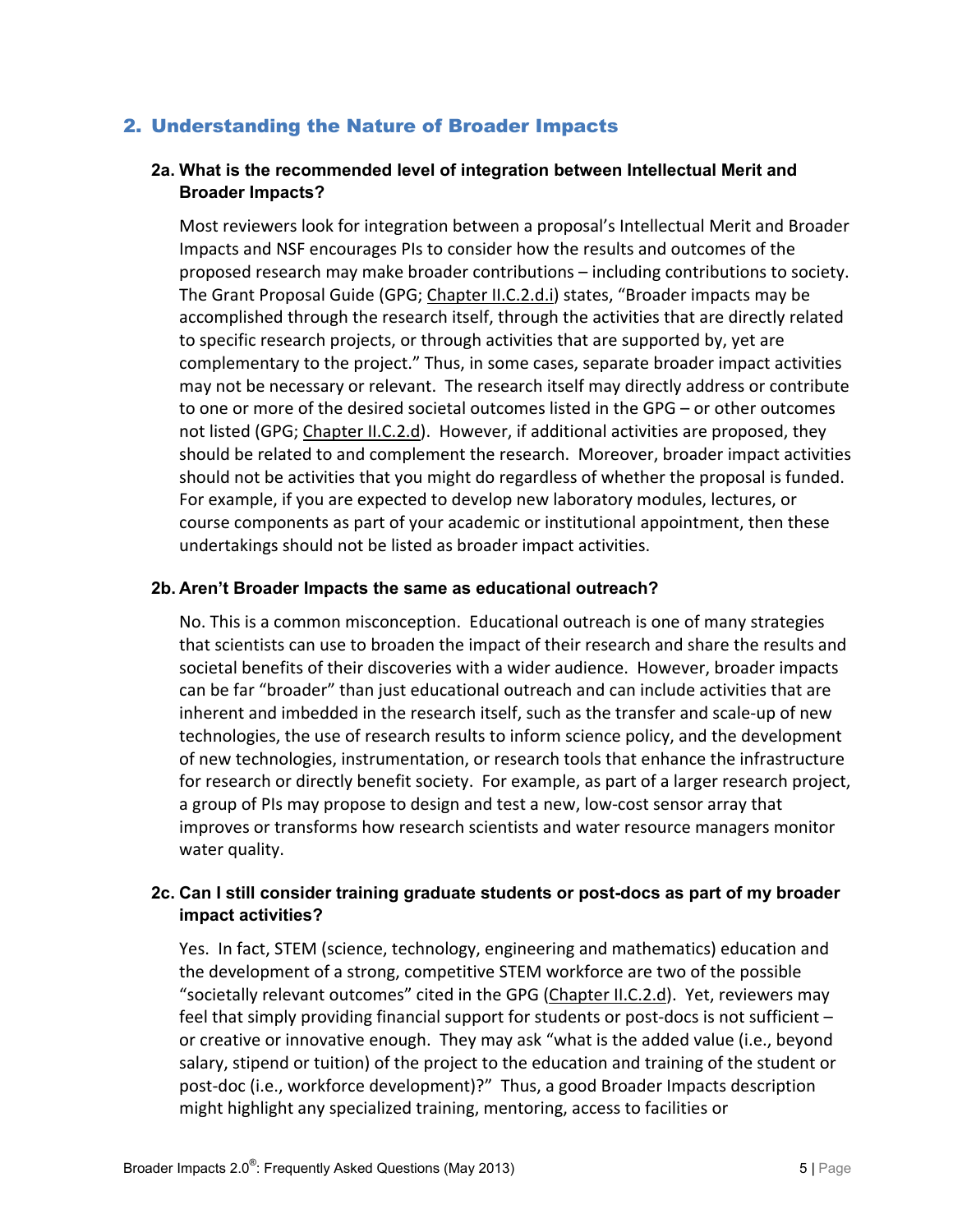## 2. Understanding the Nature of Broader Impacts

### 2a. What is the recommended level of integration between Intellectual Merit and Broader Impacts?

Most reviewers look for integration between a proposal's Intellectual Merit and Broader Impacts and NSF encourages PIs to consider how the results and outcomes of the proposed research may make broader contributions – including contributions to society. The Grant Proposal Guide (GPG; Chapter II.C.2.d.i) states, "Broader impacts may be accomplished through the research itself, through the activities that are directly related to specific research projects, or through activities that are supported by, yet are complementary to the project." Thus, in some cases, separate broader impact activities may not be necessary or relevant. The research itself may directly address or contribute to one or more of the desired societal outcomes listed in the GPG – or other outcomes not listed (GPG; Chapter II.C.2.d). However, if additional activities are proposed, they should be related to and complement the research. Moreover, broader impact activities should not be activities that you might do regardless of whether the proposal is funded. For example, if you are expected to develop new laboratory modules, lectures, or course components as part of your academic or institutional appointment, then these undertakings should not be listed as broader impact activities.

### 2b. Aren't Broader Impacts the same as educational outreach?

No. This is a common misconception. Educational outreach is one of many strategies that scientists can use to broaden the impact of their research and share the results and societal benefits of their discoveries with a wider audience. However, broader impacts can be far "broader" than just educational outreach and can include activities that are inherent and imbedded in the research itself, such as the transfer and scale-up of new technologies, the use of research results to inform science policy, and the development of new technologies, instrumentation, or research tools that enhance the infrastructure for research or directly benefit society. For example, as part of a larger research project, a group of PIs may propose to design and test a new, low-cost sensor array that improves or transforms how research scientists and water resource managers monitor water quality.

### 2c. Can I still consider training graduate students or post-docs as part of my broader impact activities?

Yes. In fact, STEM (science, technology, engineering and mathematics) education and the development of a strong, competitive STEM workforce are two of the possible "societally relevant outcomes" cited in the GPG (Chapter II.C.2.d). Yet, reviewers may feel that simply providing financial support for students or post-docs is not sufficient – or creative or innovative enough. They may ask "what is the added value (i.e., beyond salary, stipend or tuition) of the project to the education and training of the student or post-doc (i.e., workforce development)?" Thus, a good Broader Impacts description might highlight any specialized training, mentoring, access to facilities or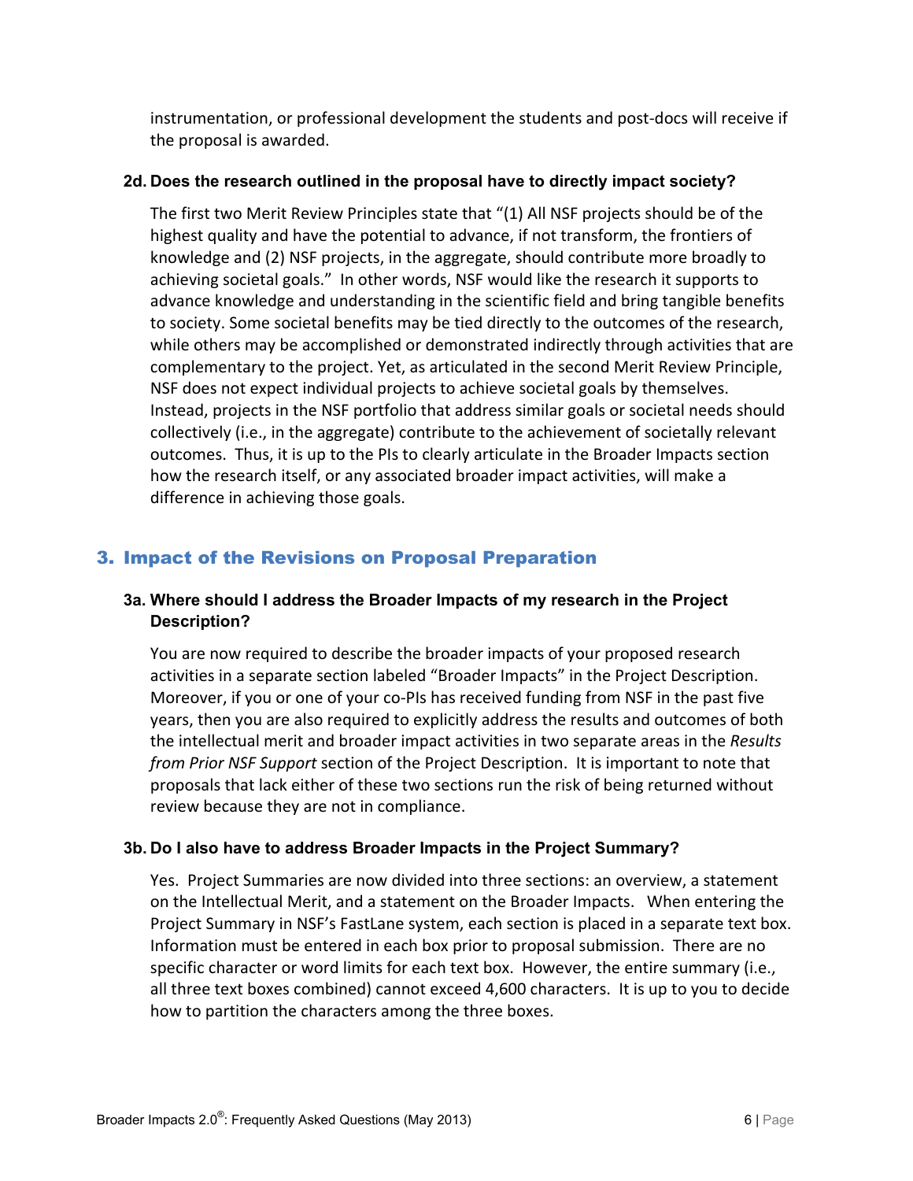instrumentation, or professional development the students and post-docs will receive if the proposal is awarded.

### 2d. Does the research outlined in the proposal have to directly impact society?

The first two Merit Review Principles state that "(1) All NSF projects should be of the highest quality and have the potential to advance, if not transform, the frontiers of knowledge and (2) NSF projects, in the aggregate, should contribute more broadly to achieving societal goals." In other words, NSF would like the research it supports to advance knowledge and understanding in the scientific field and bring tangible benefits to society. Some societal benefits may be tied directly to the outcomes of the research, while others may be accomplished or demonstrated indirectly through activities that are complementary to the project. Yet, as articulated in the second Merit Review Principle, NSF does not expect individual projects to achieve societal goals by themselves. Instead, projects in the NSF portfolio that address similar goals or societal needs should collectively (i.e., in the aggregate) contribute to the achievement of societally relevant outcomes. Thus, it is up to the PIs to clearly articulate in the Broader Impacts section how the research itself, or any associated broader impact activities, will make a difference in achieving those goals.

## 3. Impact of the Revisions on Proposal Preparation

### 3a. Where should I address the Broader Impacts of my research in the Project Description?

You are now required to describe the broader impacts of your proposed research activities in a separate section labeled "Broader Impacts" in the Project Description. Moreover, if you or one of your co-PIs has received funding from NSF in the past five years, then you are also required to explicitly address the results and outcomes of both the intellectual merit and broader impact activities in two separate areas in the *Results from Prior NSF Support* section of the Project Description. It is important to note that proposals that lack either of these two sections run the risk of being returned without review because they are not in compliance.

### 3b. Do I also have to address Broader Impacts in the Project Summary?

Yes. Project Summaries are now divided into three sections: an overview, a statement on the Intellectual Merit, and a statement on the Broader Impacts. When entering the Project Summary in NSF's FastLane system, each section is placed in a separate text box. Information must be entered in each box prior to proposal submission. There are no specific character or word limits for each text box. However, the entire summary (i.e., all three text boxes combined) cannot exceed 4,600 characters. It is up to you to decide how to partition the characters among the three boxes.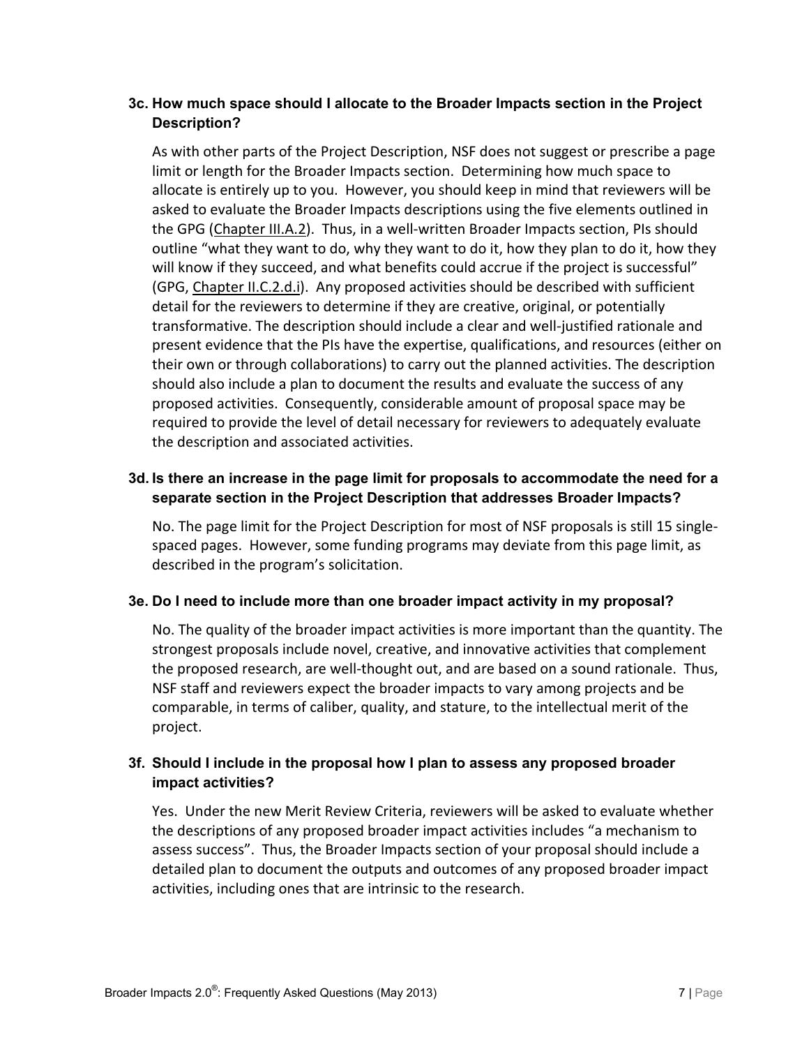### 3c. How much space should I allocate to the Broader Impacts section in the Project Description?

As with other parts of the Project Description, NSF does not suggest or prescribe a page limit or length for the Broader Impacts section. Determining how much space to allocate is entirely up to you. However, you should keep in mind that reviewers will be asked to evaluate the Broader Impacts descriptions using the five elements outlined in the GPG (Chapter III.A.2). Thus, in a well-written Broader Impacts section, PIs should outline "what they want to do, why they want to do it, how they plan to do it, how they will know if they succeed, and what benefits could accrue if the project is successful" (GPG, Chapter II.C.2.d.i). Any proposed activities should be described with sufficient detail for the reviewers to determine if they are creative, original, or potentially transformative. The description should include a clear and well-justified rationale and present evidence that the PIs have the expertise, qualifications, and resources (either on their own or through collaborations) to carry out the planned activities. The description should also include a plan to document the results and evaluate the success of any proposed activities. Consequently, considerable amount of proposal space may be required to provide the level of detail necessary for reviewers to adequately evaluate the description and associated activities.

### 3d. Is there an increase in the page limit for proposals to accommodate the need for a separate section in the Project Description that addresses Broader Impacts?

No. The page limit for the Project Description for most of NSF proposals is still 15 single-spaced pages. However, some funding programs may deviate from this page limit, as described in the program's solicitation.

### 3e. Do I need to include more than one broader impact activity in my proposal?

No. The quality of the broader impact activities is more important than the quantity. The strongest proposals include novel, creative, and innovative activities that complement the proposed research, are well-thought out, and are based on a sound rationale. Thus, NSF staff and reviewers expect the broader impacts to vary among projects and be comparable, in terms of caliber, quality, and stature, to the intellectual merit of the project.

### 3f. Should I include in the proposal how I plan to assess any proposed broader impact activities?

Yes. Under the new Merit Review Criteria, reviewers will be asked to evaluate whether the descriptions of any proposed broader impact activities includes "a mechanism to assess success". Thus, the Broader Impacts section of your proposal should include a detailed plan to document the outputs and outcomes of any proposed broader impact activities, including ones that are intrinsic to the research.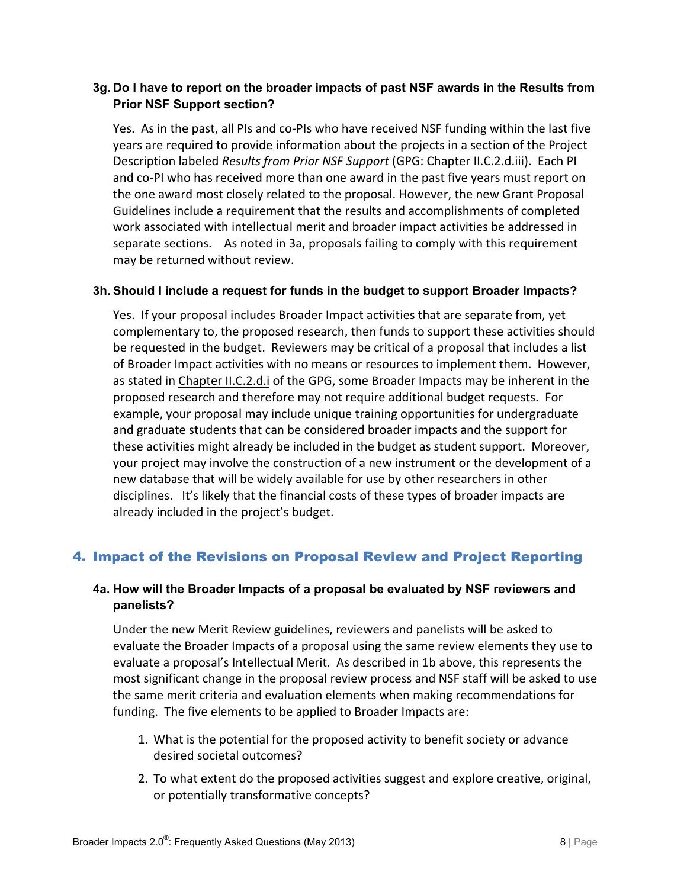### 3g. Do I have to report on the broader impacts of past NSF awards in the Results from Prior NSF Support section?

Yes. As in the past, all PIs and co-PIs who have received NSF funding within the last five years are required to provide information about the projects in a section of the Project Description labeled *Results from Prior NSF Support* (GPG: Chapter II.C.2.d.iii). Each PI and co-PI who has received more than one award in the past five years must report on the one award most closely related to the proposal. However, the new Grant Proposal Guidelines include a requirement that the results and accomplishments of completed work associated with intellectual merit and broader impact activities be addressed in separate sections. As noted in 3a, proposals failing to comply with this requirement may be returned without review.

### 3h. Should I include a request for funds in the budget to support Broader Impacts?

Yes. If your proposal includes Broader Impact activities that are separate from, yet complementary to, the proposed research, then funds to support these activities should be requested in the budget. Reviewers may be critical of a proposal that includes a list of Broader Impact activities with no means or resources to implement them. However, as stated in Chapter II.C.2.d.i of the GPG, some Broader Impacts may be inherent in the proposed research and therefore may not require additional budget requests. For example, your proposal may include unique training opportunities for undergraduate and graduate students that can be considered broader impacts and the support for these activities might already be included in the budget as student support. Moreover, your project may involve the construction of a new instrument or the development of a new database that will be widely available for use by other researchers in other disciplines. It's likely that the financial costs of these types of broader impacts are already included in the project's budget.

## 4. Impact of the Revisions on Proposal Review and Project Reporting

### 4a. How will the Broader Impacts of a proposal be evaluated by NSF reviewers and panelists?

Under the new Merit Review guidelines, reviewers and panelists will be asked to evaluate the Broader Impacts of a proposal using the same review elements they use to evaluate a proposal's Intellectual Merit. As described in 1b above, this represents the most significant change in the proposal review process and NSF staff will be asked to use the same merit criteria and evaluation elements when making recommendations for funding. The five elements to be applied to Broader Impacts are:

1. What is the potential for the proposed activity to benefit society or advance desired societal outcomes?
2. To what extent do the proposed activities suggest and explore creative, original, or potentially transformative concepts?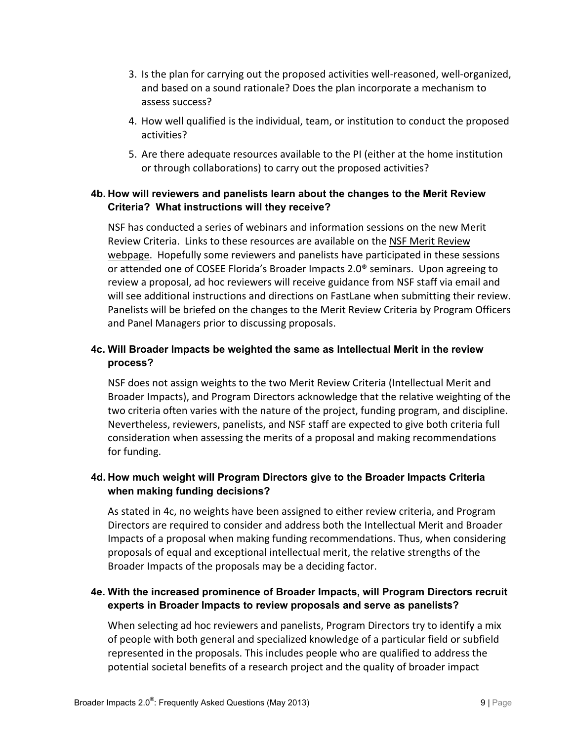3. Is the plan for carrying out the proposed activities well-reasoned, well-organized, and based on a sound rationale? Does the plan incorporate a mechanism to assess success?
4. How well qualified is the individual, team, or institution to conduct the proposed activities?
5. Are there adequate resources available to the PI (either at the home institution or through collaborations) to carry out the proposed activities?

### 4b. How will reviewers and panelists learn about the changes to the Merit Review Criteria? What instructions will they receive?

NSF has conducted a series of webinars and information sessions on the new Merit Review Criteria. Links to these resources are available on the NSF Merit Review webpage. Hopefully some reviewers and panelists have participated in these sessions or attended one of COSEE Florida's Broader Impacts 2.0® seminars. Upon agreeing to review a proposal, ad hoc reviewers will receive guidance from NSF staff via email and will see additional instructions and directions on FastLane when submitting their review. Panelists will be briefed on the changes to the Merit Review Criteria by Program Officers and Panel Managers prior to discussing proposals.

### 4c. Will Broader Impacts be weighted the same as Intellectual Merit in the review process?

NSF does not assign weights to the two Merit Review Criteria (Intellectual Merit and Broader Impacts), and Program Directors acknowledge that the relative weighting of the two criteria often varies with the nature of the project, funding program, and discipline. Nevertheless, reviewers, panelists, and NSF staff are expected to give both criteria full consideration when assessing the merits of a proposal and making recommendations for funding.

### 4d. How much weight will Program Directors give to the Broader Impacts Criteria when making funding decisions?

As stated in 4c, no weights have been assigned to either review criteria, and Program Directors are required to consider and address both the Intellectual Merit and Broader Impacts of a proposal when making funding recommendations. Thus, when considering proposals of equal and exceptional intellectual merit, the relative strengths of the Broader Impacts of the proposals may be a deciding factor.

### 4e. With the increased prominence of Broader Impacts, will Program Directors recruit experts in Broader Impacts to review proposals and serve as panelists?

When selecting ad hoc reviewers and panelists, Program Directors try to identify a mix of people with both general and specialized knowledge of a particular field or subfield represented in the proposals. This includes people who are qualified to address the potential societal benefits of a research project and the quality of broader impact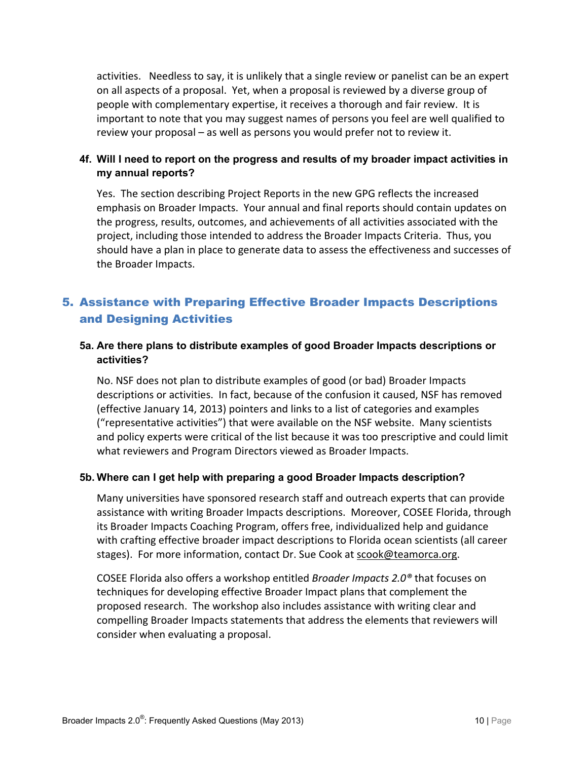activities. Needless to say, it is unlikely that a single review or panelist can be an expert on all aspects of a proposal. Yet, when a proposal is reviewed by a diverse group of people with complementary expertise, it receives a thorough and fair review. It is important to note that you may suggest names of persons you feel are well qualified to review your proposal – as well as persons you would prefer not to review it.

### 4f. Will I need to report on the progress and results of my broader impact activities in my annual reports?

Yes. The section describing Project Reports in the new GPG reflects the increased emphasis on Broader Impacts. Your annual and final reports should contain updates on the progress, results, outcomes, and achievements of all activities associated with the project, including those intended to address the Broader Impacts Criteria. Thus, you should have a plan in place to generate data to assess the effectiveness and successes of the Broader Impacts.

## 5. Assistance with Preparing Effective Broader Impacts Descriptions and Designing Activities

### 5a. Are there plans to distribute examples of good Broader Impacts descriptions or activities?

No. NSF does not plan to distribute examples of good (or bad) Broader Impacts descriptions or activities. In fact, because of the confusion it caused, NSF has removed (effective January 14, 2013) pointers and links to a list of categories and examples ("representative activities") that were available on the NSF website. Many scientists and policy experts were critical of the list because it was too prescriptive and could limit what reviewers and Program Directors viewed as Broader Impacts.

### 5b. Where can I get help with preparing a good Broader Impacts description?

Many universities have sponsored research staff and outreach experts that can provide assistance with writing Broader Impacts descriptions. Moreover, COSEE Florida, through its Broader Impacts Coaching Program, offers free, individualized help and guidance with crafting effective broader impact descriptions to Florida ocean scientists (all career stages). For more information, contact Dr. Sue Cook at scook@teamorca.org.

COSEE Florida also offers a workshop entitled *Broader Impacts 2.0®* that focuses on techniques for developing effective Broader Impact plans that complement the proposed research. The workshop also includes assistance with writing clear and compelling Broader Impacts statements that address the elements that reviewers will consider when evaluating a proposal.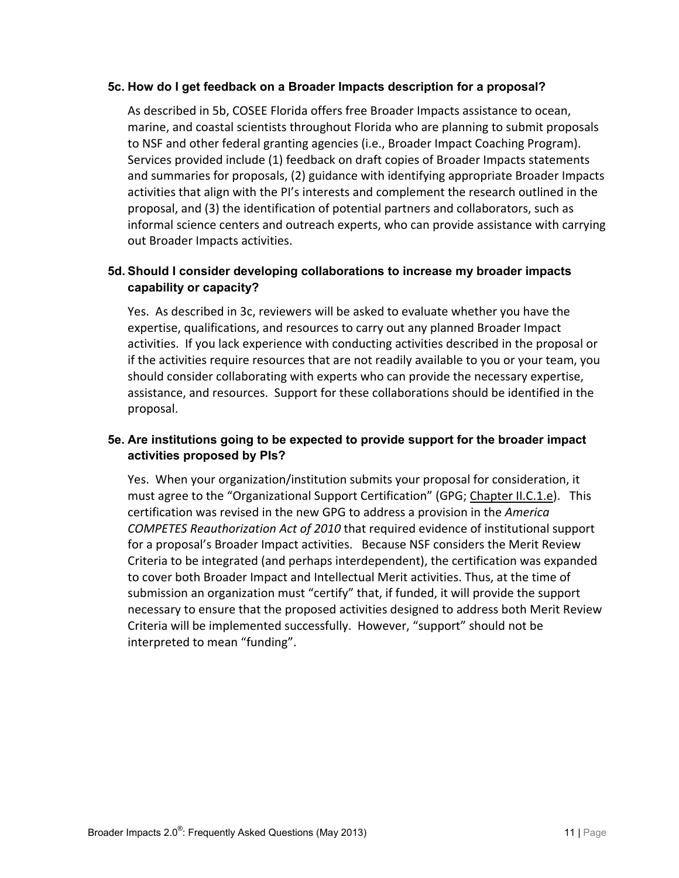### 5c. How do I get feedback on a Broader Impacts description for a proposal?

As described in 5b, COSEE Florida offers free Broader Impacts assistance to ocean, marine, and coastal scientists throughout Florida who are planning to submit proposals to NSF and other federal granting agencies (i.e., Broader Impact Coaching Program). Services provided include (1) feedback on draft copies of Broader Impacts statements and summaries for proposals, (2) guidance with identifying appropriate Broader Impacts activities that align with the PI's interests and complement the research outlined in the proposal, and (3) the identification of potential partners and collaborators, such as informal science centers and outreach experts, who can provide assistance with carrying out Broader Impacts activities.

### 5d. Should I consider developing collaborations to increase my broader impacts capability or capacity?

Yes. As described in 3c, reviewers will be asked to evaluate whether you have the expertise, qualifications, and resources to carry out any planned Broader Impact activities. If you lack experience with conducting activities described in the proposal or if the activities require resources that are not readily available to you or your team, you should consider collaborating with experts who can provide the necessary expertise, assistance, and resources. Support for these collaborations should be identified in the proposal.

### 5e. Are institutions going to be expected to provide support for the broader impact activities proposed by PIs?

Yes. When your organization/institution submits your proposal for consideration, it must agree to the "Organizational Support Certification" (GPG; Chapter II.C.1.e). This certification was revised in the new GPG to address a provision in the *America COMPETES Reauthorization Act of 2010* that required evidence of institutional support for a proposal's Broader Impact activities. Because NSF considers the Merit Review Criteria to be integrated (and perhaps interdependent), the certification was expanded to cover both Broader Impact and Intellectual Merit activities. Thus, at the time of submission an organization must "certify" that, if funded, it will provide the support necessary to ensure that the proposed activities designed to address both Merit Review Criteria will be implemented successfully. However, "support" should not be interpreted to mean "funding".